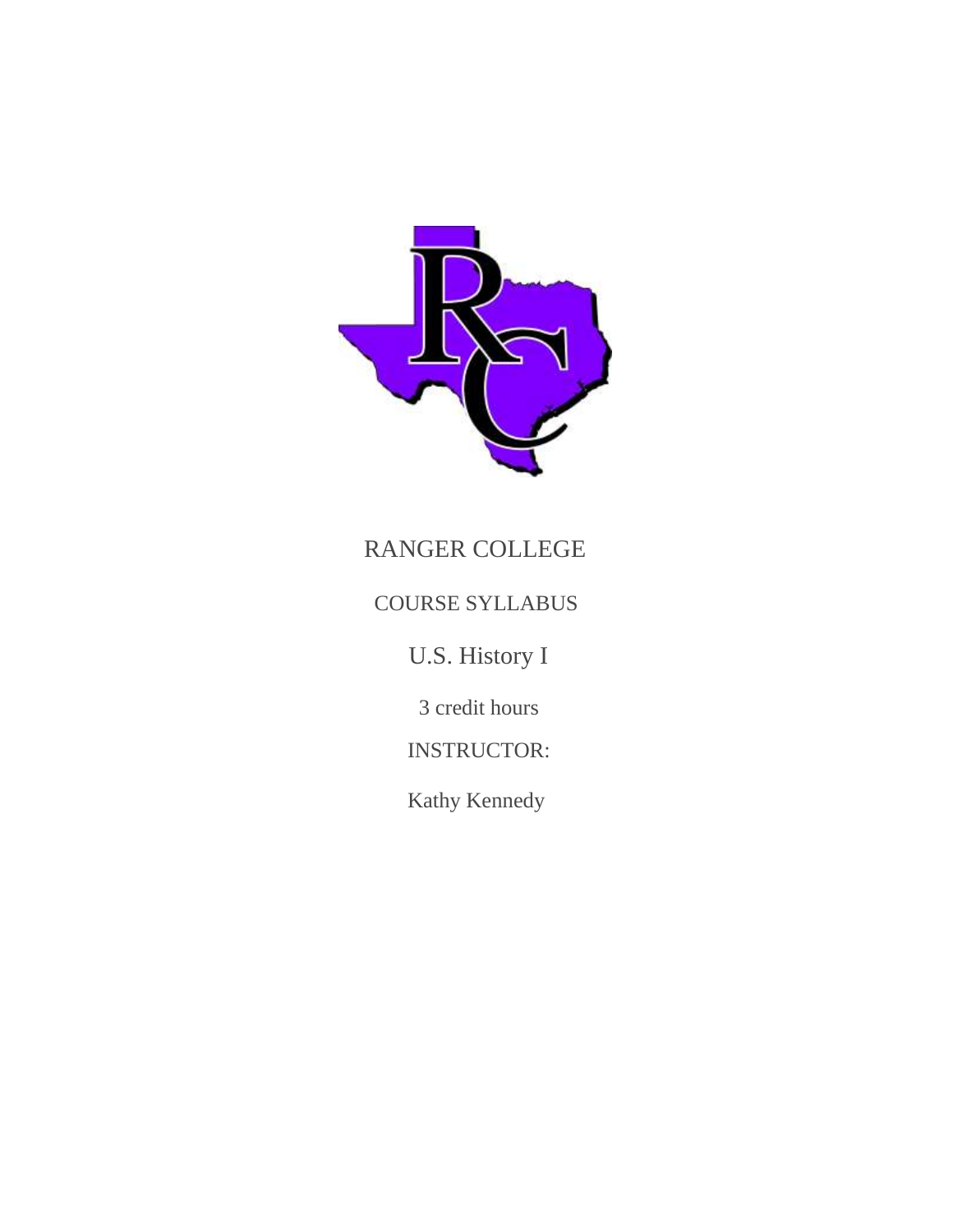# RANGER COLLEGE

## COURSE SYLLABUS

## U.S. History I

3 credit hours

INSTRUCTOR:

Kathy Kennedy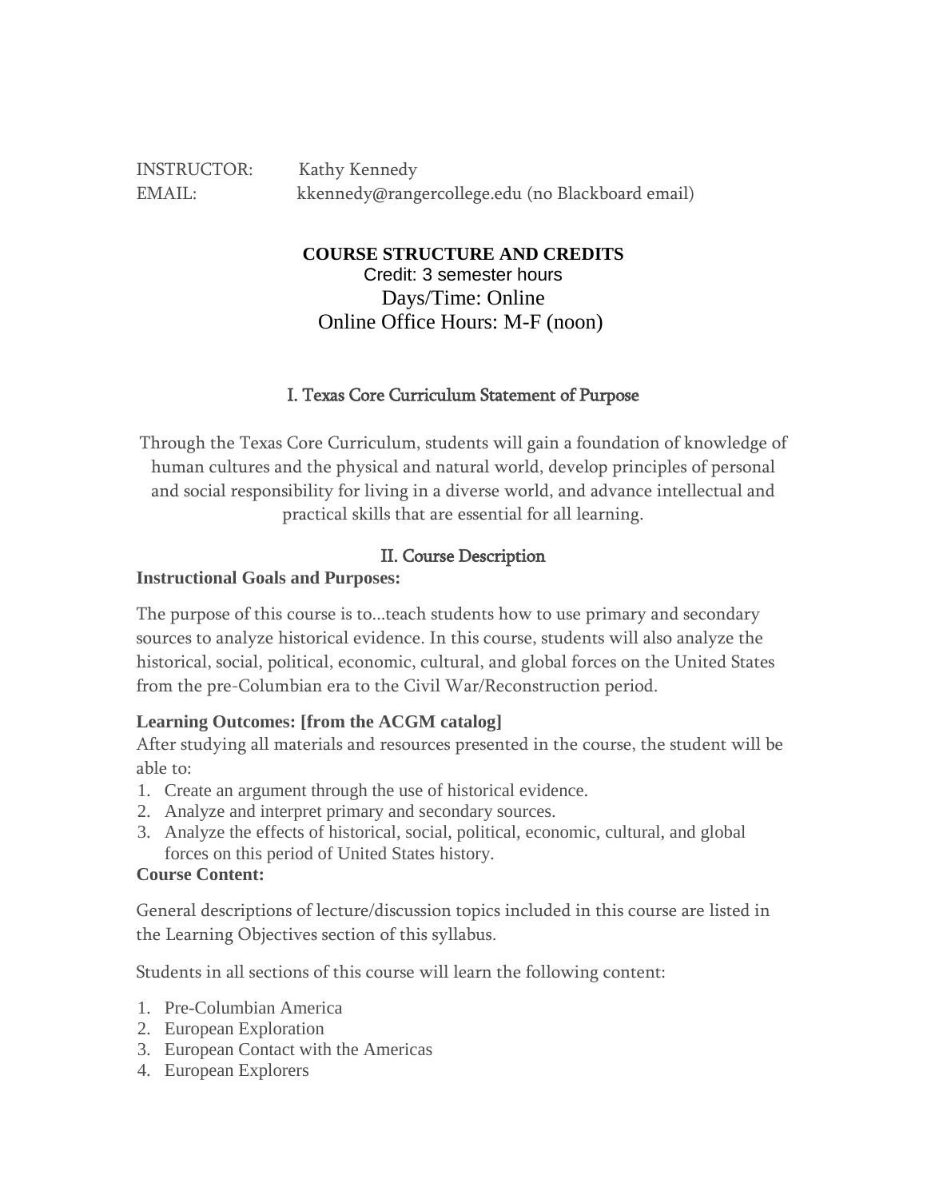INSTRUCTOR: Kathy Kennedy
EMAIL: kkennedy@rangercollege.edu (no Blackboard email)

**COURSE STRUCTURE AND CREDITS**
Credit: 3 semester hours
Days/Time: Online
Online Office Hours: M-F (noon)

## I. Texas Core Curriculum Statement of Purpose

Through the Texas Core Curriculum, students will gain a foundation of knowledge of human cultures and the physical and natural world, develop principles of personal and social responsibility for living in a diverse world, and advance intellectual and practical skills that are essential for all learning.

## II. Course Description

**Instructional Goals and Purposes:**

The purpose of this course is to...teach students how to use primary and secondary sources to analyze historical evidence. In this course, students will also analyze the historical, social, political, economic, cultural, and global forces on the United States from the pre-Columbian era to the Civil War/Reconstruction period.

**Learning Outcomes: [from the ACGM catalog]**
After studying all materials and resources presented in the course, the student will be able to:

1. Create an argument through the use of historical evidence.
2. Analyze and interpret primary and secondary sources.
3. Analyze the effects of historical, social, political, economic, cultural, and global forces on this period of United States history.

**Course Content:**

General descriptions of lecture/discussion topics included in this course are listed in the Learning Objectives section of this syllabus.

Students in all sections of this course will learn the following content:

1. Pre-Columbian America
2. European Exploration
3. European Contact with the Americas
4. European Explorers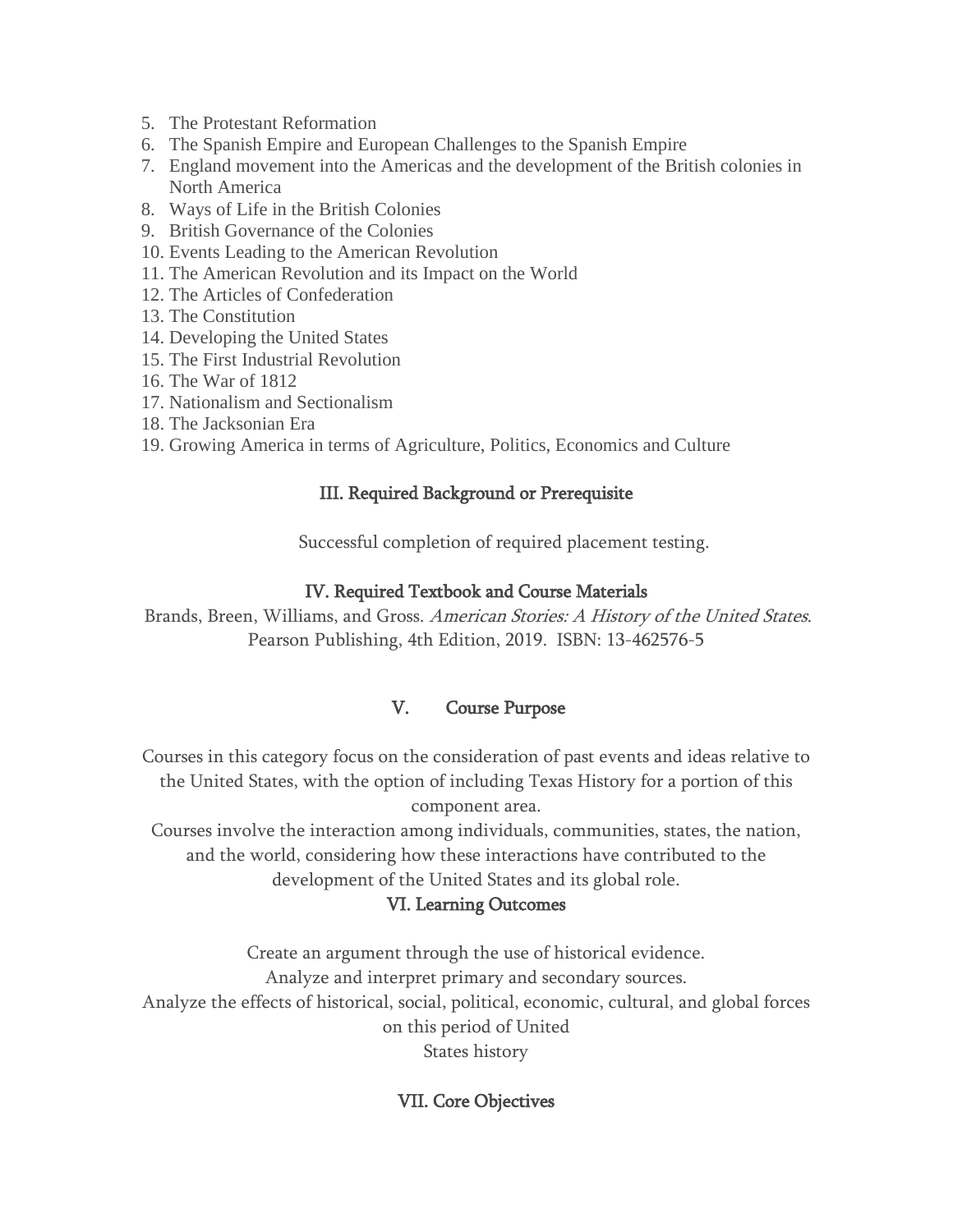5. The Protestant Reformation
6. The Spanish Empire and European Challenges to the Spanish Empire
7. England movement into the Americas and the development of the British colonies in North America
8. Ways of Life in the British Colonies
9. British Governance of the Colonies
10. Events Leading to the American Revolution
11. The American Revolution and its Impact on the World
12. The Articles of Confederation
13. The Constitution
14. Developing the United States
15. The First Industrial Revolution
16. The War of 1812
17. Nationalism and Sectionalism
18. The Jacksonian Era
19. Growing America in terms of Agriculture, Politics, Economics and Culture

## III. Required Background or Prerequisite

Successful completion of required placement testing.

## IV. Required Textbook and Course Materials

Brands, Breen, Williams, and Gross. *American Stories: A History of the United States*. Pearson Publishing, 4th Edition, 2019. ISBN: 13-462576-5

## V. Course Purpose

Courses in this category focus on the consideration of past events and ideas relative to the United States, with the option of including Texas History for a portion of this component area.

Courses involve the interaction among individuals, communities, states, the nation, and the world, considering how these interactions have contributed to the development of the United States and its global role.

## VI. Learning Outcomes

Create an argument through the use of historical evidence.

Analyze and interpret primary and secondary sources.

Analyze the effects of historical, social, political, economic, cultural, and global forces on this period of United States history

## VII. Core Objectives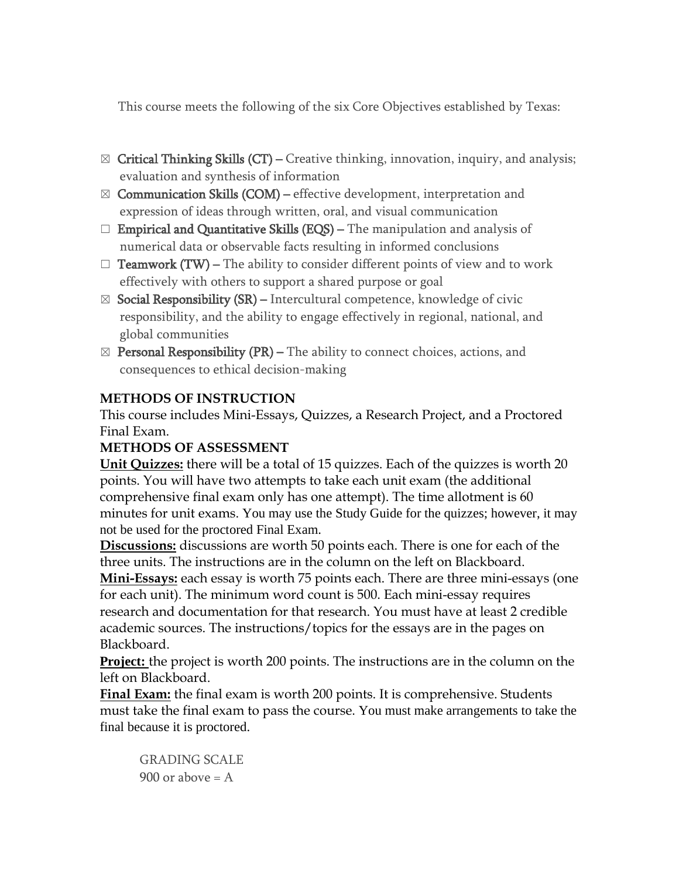This course meets the following of the six Core Objectives established by Texas:

- ☒ **Critical Thinking Skills (CT)** – Creative thinking, innovation, inquiry, and analysis; evaluation and synthesis of information
- ☒ **Communication Skills (COM)** – effective development, interpretation and expression of ideas through written, oral, and visual communication
- ☐ **Empirical and Quantitative Skills (EQS)** – The manipulation and analysis of numerical data or observable facts resulting in informed conclusions
- ☐ **Teamwork (TW)** – The ability to consider different points of view and to work effectively with others to support a shared purpose or goal
- ☒ **Social Responsibility (SR)** – Intercultural competence, knowledge of civic responsibility, and the ability to engage effectively in regional, national, and global communities
- ☒ **Personal Responsibility (PR)** – The ability to connect choices, actions, and consequences to ethical decision-making

**METHODS OF INSTRUCTION**

This course includes Mini-Essays, Quizzes, a Research Project, and a Proctored Final Exam.

**METHODS OF ASSESSMENT**

**Unit Quizzes:** there will be a total of 15 quizzes. Each of the quizzes is worth 20 points. You will have two attempts to take each unit exam (the additional comprehensive final exam only has one attempt). The time allotment is 60 minutes for unit exams. You may use the Study Guide for the quizzes; however, it may not be used for the proctored Final Exam.

**Discussions:** discussions are worth 50 points each. There is one for each of the three units. The instructions are in the column on the left on Blackboard.

**Mini-Essays:** each essay is worth 75 points each. There are three mini-essays (one for each unit). The minimum word count is 500. Each mini-essay requires research and documentation for that research. You must have at least 2 credible academic sources. The instructions/topics for the essays are in the pages on Blackboard.

**Project:** the project is worth 200 points. The instructions are in the column on the left on Blackboard.

**Final Exam:** the final exam is worth 200 points. It is comprehensive. Students must take the final exam to pass the course. You must make arrangements to take the final because it is proctored.

GRADING SCALE

900 or above = A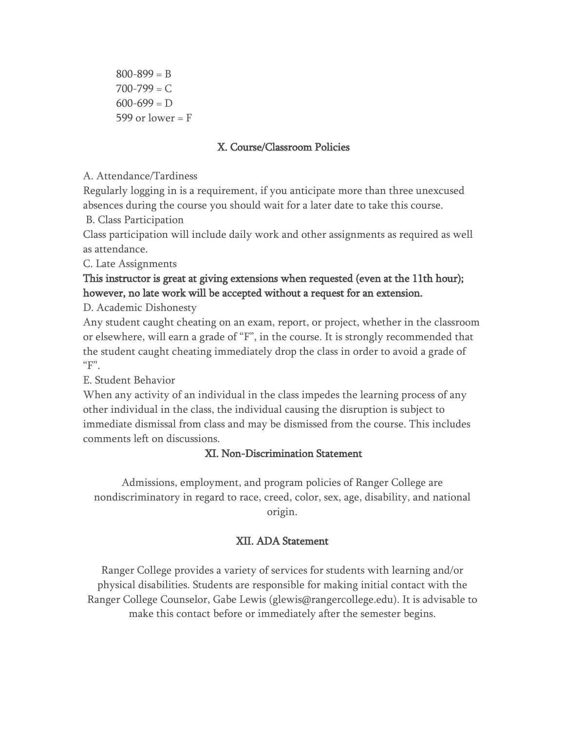800-899 = B
700-799 = C
600-699 = D
599 or lower = F

## X. Course/Classroom Policies

A. Attendance/Tardiness

Regularly logging in is a requirement, if you anticipate more than three unexcused absences during the course you should wait for a later date to take this course.

B. Class Participation

Class participation will include daily work and other assignments as required as well as attendance.

C. Late Assignments

**This instructor is great at giving extensions when requested (even at the 11th hour); however, no late work will be accepted without a request for an extension.**

D. Academic Dishonesty

Any student caught cheating on an exam, report, or project, whether in the classroom or elsewhere, will earn a grade of "F", in the course. It is strongly recommended that the student caught cheating immediately drop the class in order to avoid a grade of "F".

E. Student Behavior

When any activity of an individual in the class impedes the learning process of any other individual in the class, the individual causing the disruption is subject to immediate dismissal from class and may be dismissed from the course. This includes comments left on discussions.

## XI. Non-Discrimination Statement

Admissions, employment, and program policies of Ranger College are nondiscriminatory in regard to race, creed, color, sex, age, disability, and national origin.

## XII. ADA Statement

Ranger College provides a variety of services for students with learning and/or physical disabilities. Students are responsible for making initial contact with the Ranger College Counselor, Gabe Lewis (glewis@rangercollege.edu). It is advisable to make this contact before or immediately after the semester begins.